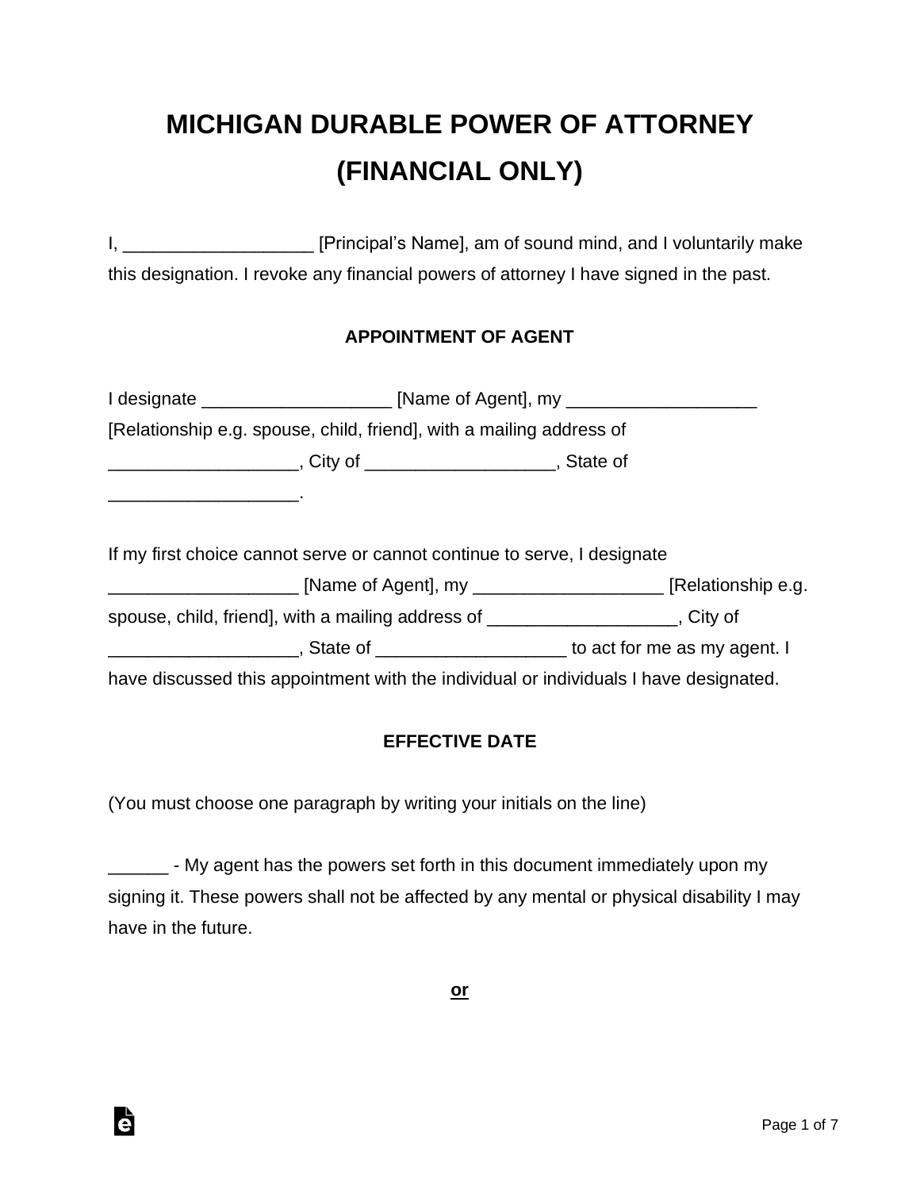# MICHIGAN DURABLE POWER OF ATTORNEY (FINANCIAL ONLY)

I, __________________ [Principal's Name], am of sound mind, and I voluntarily make this designation. I revoke any financial powers of attorney I have signed in the past.

## APPOINTMENT OF AGENT

I designate __________________ [Name of Agent], my __________________ [Relationship e.g. spouse, child, friend], with a mailing address of __________________, City of __________________, State of __________________.

If my first choice cannot serve or cannot continue to serve, I designate __________________ [Name of Agent], my __________________ [Relationship e.g. spouse, child, friend], with a mailing address of __________________, City of __________________, State of __________________ to act for me as my agent. I have discussed this appointment with the individual or individuals I have designated.

## EFFECTIVE DATE

(You must choose one paragraph by writing your initials on the line)

______ - My agent has the powers set forth in this document immediately upon my signing it. These powers shall not be affected by any mental or physical disability I may have in the future.

**or**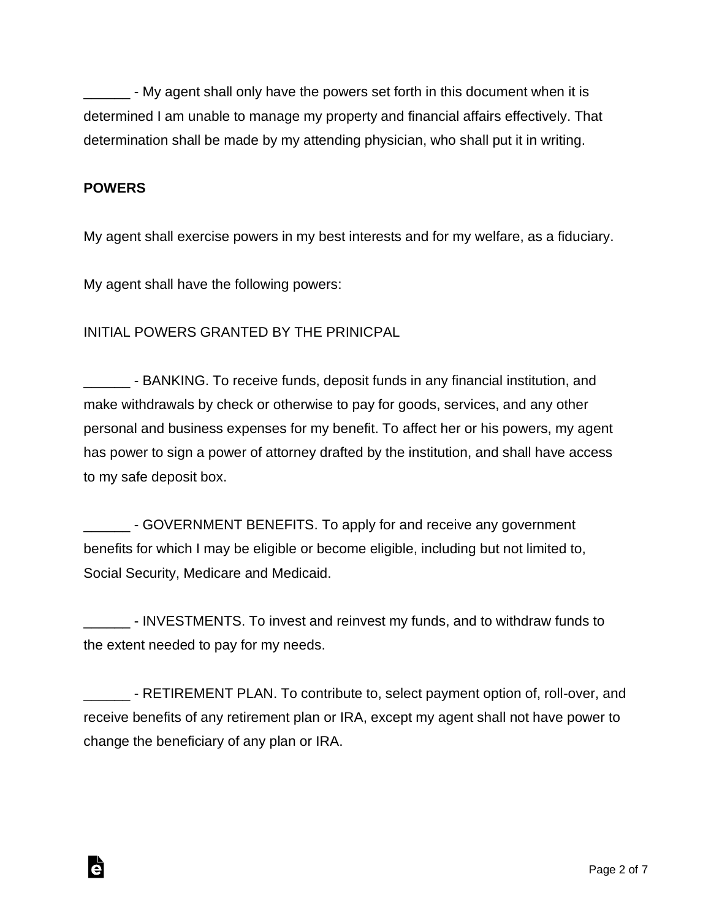______ - My agent shall only have the powers set forth in this document when it is determined I am unable to manage my property and financial affairs effectively. That determination shall be made by my attending physician, who shall put it in writing.

**POWERS**

My agent shall exercise powers in my best interests and for my welfare, as a fiduciary.

My agent shall have the following powers:

INITIAL POWERS GRANTED BY THE PRINICPAL

______ - BANKING. To receive funds, deposit funds in any financial institution, and make withdrawals by check or otherwise to pay for goods, services, and any other personal and business expenses for my benefit. To affect her or his powers, my agent has power to sign a power of attorney drafted by the institution, and shall have access to my safe deposit box.

______ - GOVERNMENT BENEFITS. To apply for and receive any government benefits for which I may be eligible or become eligible, including but not limited to, Social Security, Medicare and Medicaid.

______ - INVESTMENTS. To invest and reinvest my funds, and to withdraw funds to the extent needed to pay for my needs.

______ - RETIREMENT PLAN. To contribute to, select payment option of, roll-over, and receive benefits of any retirement plan or IRA, except my agent shall not have power to change the beneficiary of any plan or IRA.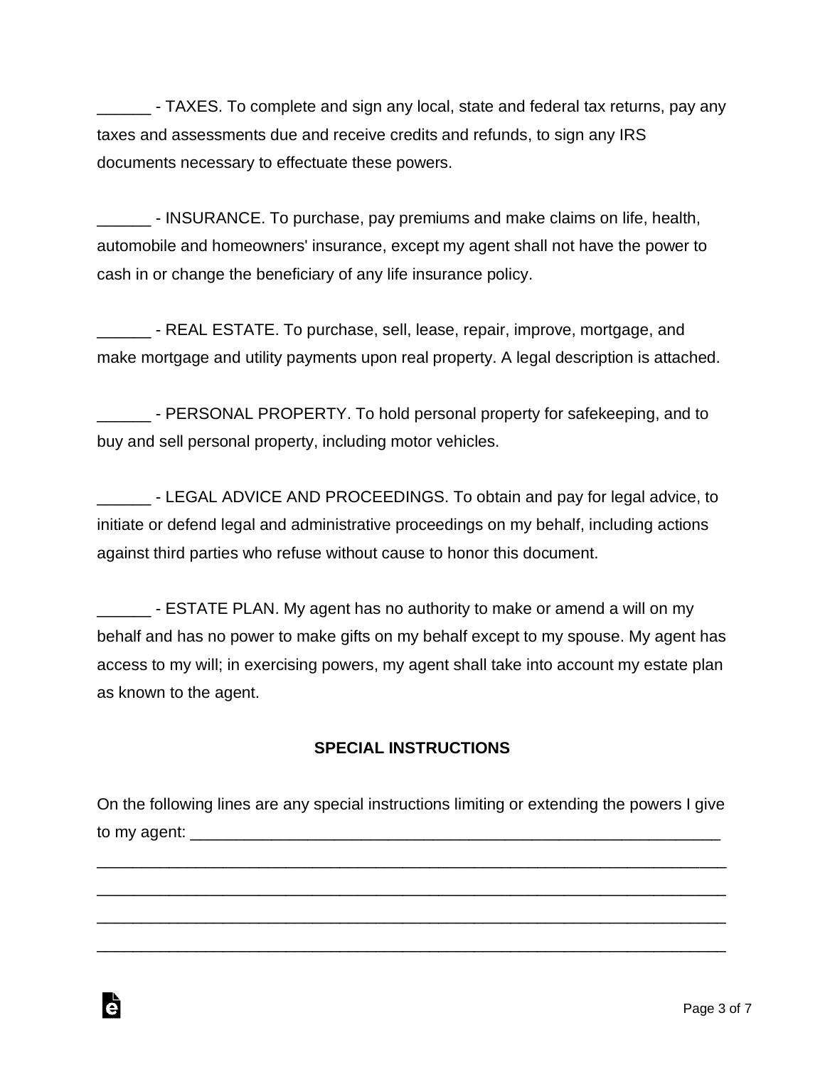______ - TAXES. To complete and sign any local, state and federal tax returns, pay any taxes and assessments due and receive credits and refunds, to sign any IRS documents necessary to effectuate these powers.

______ - INSURANCE. To purchase, pay premiums and make claims on life, health, automobile and homeowners' insurance, except my agent shall not have the power to cash in or change the beneficiary of any life insurance policy.

______ - REAL ESTATE. To purchase, sell, lease, repair, improve, mortgage, and make mortgage and utility payments upon real property. A legal description is attached.

______ - PERSONAL PROPERTY. To hold personal property for safekeeping, and to buy and sell personal property, including motor vehicles.

______ - LEGAL ADVICE AND PROCEEDINGS. To obtain and pay for legal advice, to initiate or defend legal and administrative proceedings on my behalf, including actions against third parties who refuse without cause to honor this document.

______ - ESTATE PLAN. My agent has no authority to make or amend a will on my behalf and has no power to make gifts on my behalf except to my spouse. My agent has access to my will; in exercising powers, my agent shall take into account my estate plan as known to the agent.

**SPECIAL INSTRUCTIONS**

On the following lines are any special instructions limiting or extending the powers I give to my agent: ____________________________________________________________

______________________________________________________________________

______________________________________________________________________

______________________________________________________________________

______________________________________________________________________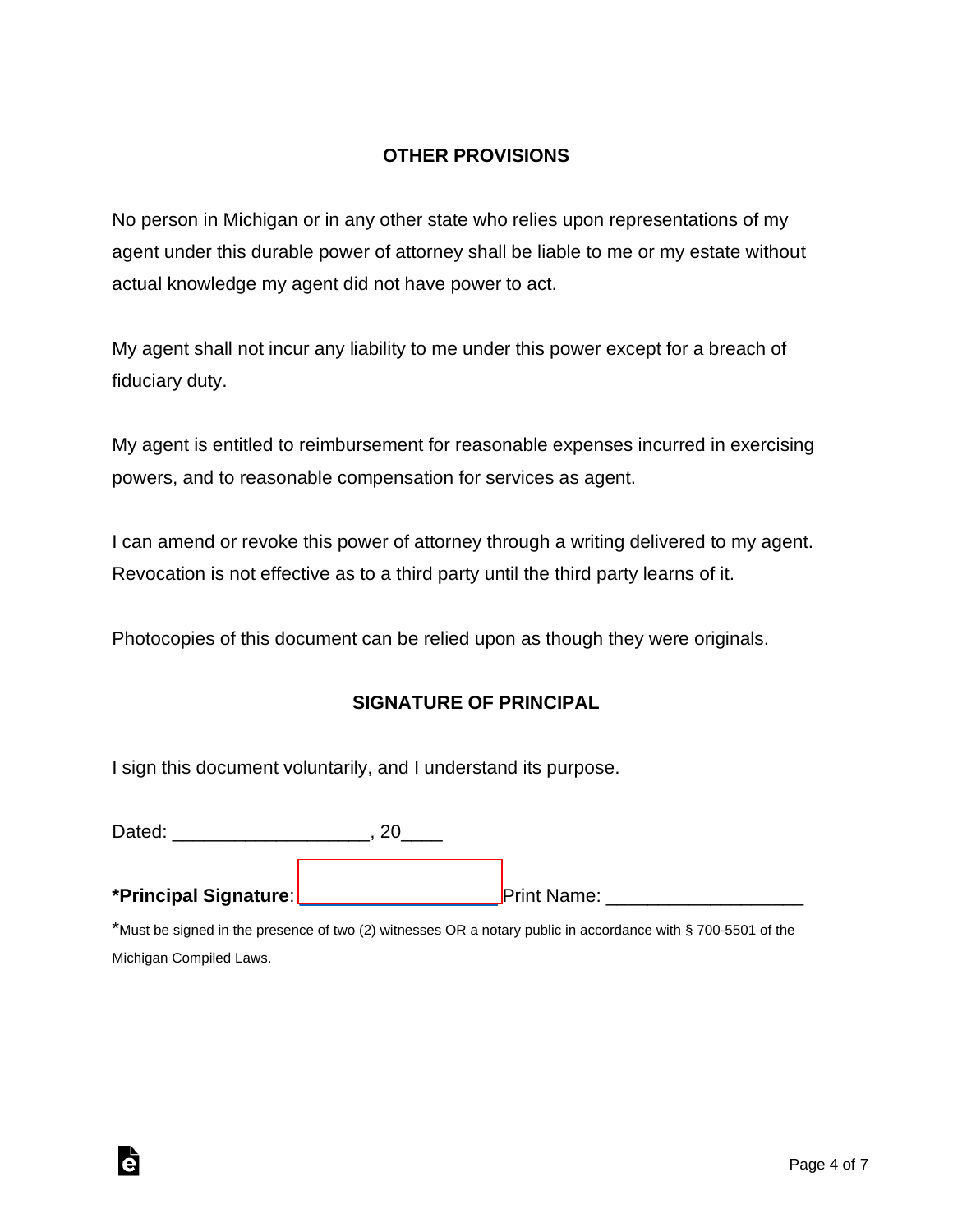## OTHER PROVISIONS

No person in Michigan or in any other state who relies upon representations of my agent under this durable power of attorney shall be liable to me or my estate without actual knowledge my agent did not have power to act.

My agent shall not incur any liability to me under this power except for a breach of fiduciary duty.

My agent is entitled to reimbursement for reasonable expenses incurred in exercising powers, and to reasonable compensation for services as agent.

I can amend or revoke this power of attorney through a writing delivered to my agent. Revocation is not effective as to a third party until the third party learns of it.

Photocopies of this document can be relied upon as though they were originals.

## SIGNATURE OF PRINCIPAL

I sign this document voluntarily, and I understand its purpose.

Dated: ___________________, 20____

***Principal Signature**: ___________________ Print Name: ___________________

*Must be signed in the presence of two (2) witnesses OR a notary public in accordance with § 700-5501 of the Michigan Compiled Laws.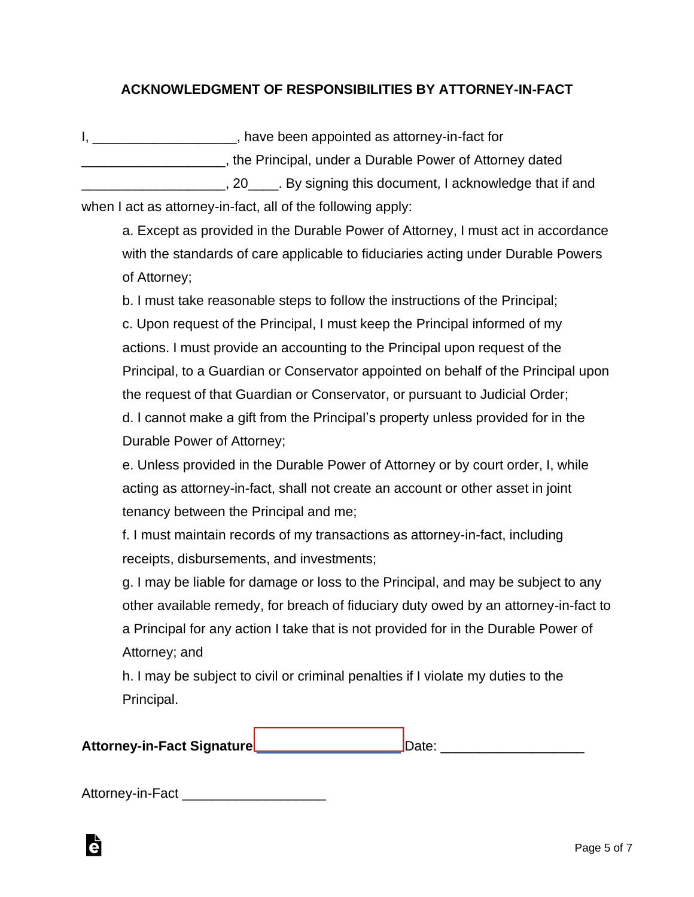## ACKNOWLEDGMENT OF RESPONSIBILITIES BY ATTORNEY-IN-FACT

I, ___________________, have been appointed as attorney-in-fact for ___________________, the Principal, under a Durable Power of Attorney dated ___________________, 20____. By signing this document, I acknowledge that if and when I act as attorney-in-fact, all of the following apply:

a. Except as provided in the Durable Power of Attorney, I must act in accordance with the standards of care applicable to fiduciaries acting under Durable Powers of Attorney;

b. I must take reasonable steps to follow the instructions of the Principal;

c. Upon request of the Principal, I must keep the Principal informed of my actions. I must provide an accounting to the Principal upon request of the Principal, to a Guardian or Conservator appointed on behalf of the Principal upon the request of that Guardian or Conservator, or pursuant to Judicial Order;

d. I cannot make a gift from the Principal's property unless provided for in the Durable Power of Attorney;

e. Unless provided in the Durable Power of Attorney or by court order, I, while acting as attorney-in-fact, shall not create an account or other asset in joint tenancy between the Principal and me;

f. I must maintain records of my transactions as attorney-in-fact, including receipts, disbursements, and investments;

g. I may be liable for damage or loss to the Principal, and may be subject to any other available remedy, for breach of fiduciary duty owed by an attorney-in-fact to a Principal for any action I take that is not provided for in the Durable Power of Attorney; and

h. I may be subject to civil or criminal penalties if I violate my duties to the Principal.

**Attorney-in-Fact Signature** ___________________ Date: ___________________

Attorney-in-Fact ___________________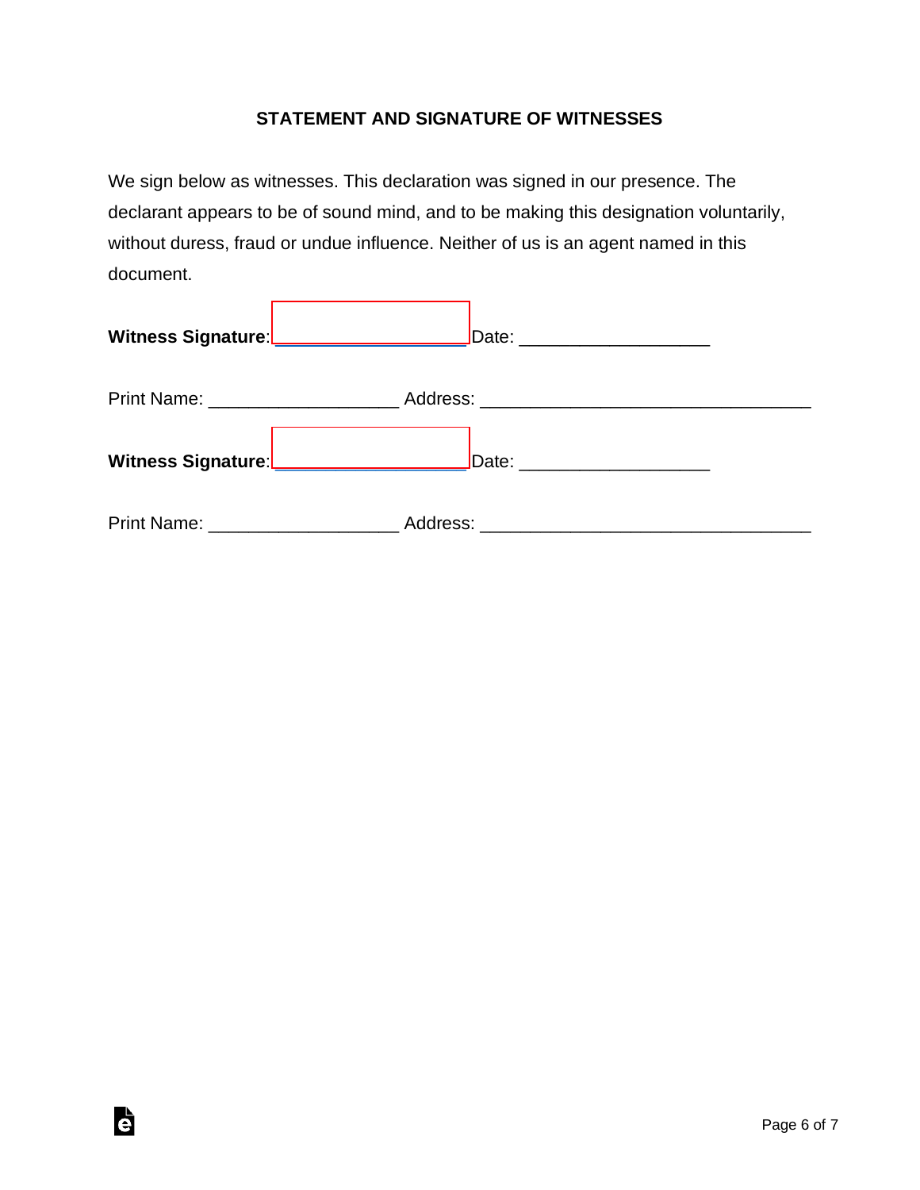## STATEMENT AND SIGNATURE OF WITNESSES

We sign below as witnesses. This declaration was signed in our presence. The declarant appears to be of sound mind, and to be making this designation voluntarily, without duress, fraud or undue influence. Neither of us is an agent named in this document.

**Witness Signature**:____________________ Date: ___________________

Print Name: ___________________ Address: _________________________________

**Witness Signature**:____________________ Date: ___________________

Print Name: ___________________ Address: _________________________________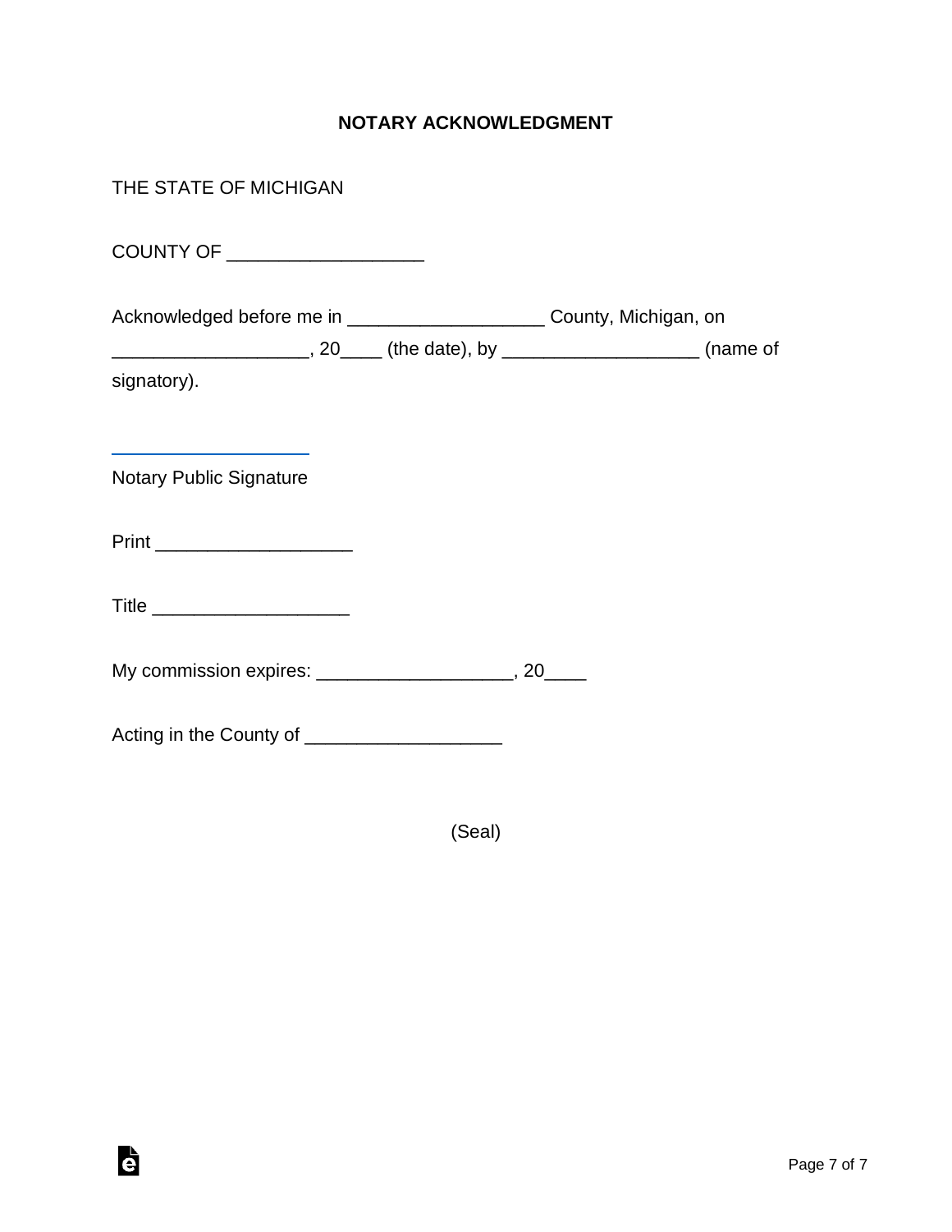# NOTARY ACKNOWLEDGMENT

THE STATE OF MICHIGAN

COUNTY OF ___________________

Acknowledged before me in ___________________ County, Michigan, on ___________________, 20____ (the date), by ___________________ (name of signatory).

___________________
Notary Public Signature

Print ___________________

Title ___________________

My commission expires: ___________________, 20____

Acting in the County of ___________________

(Seal)